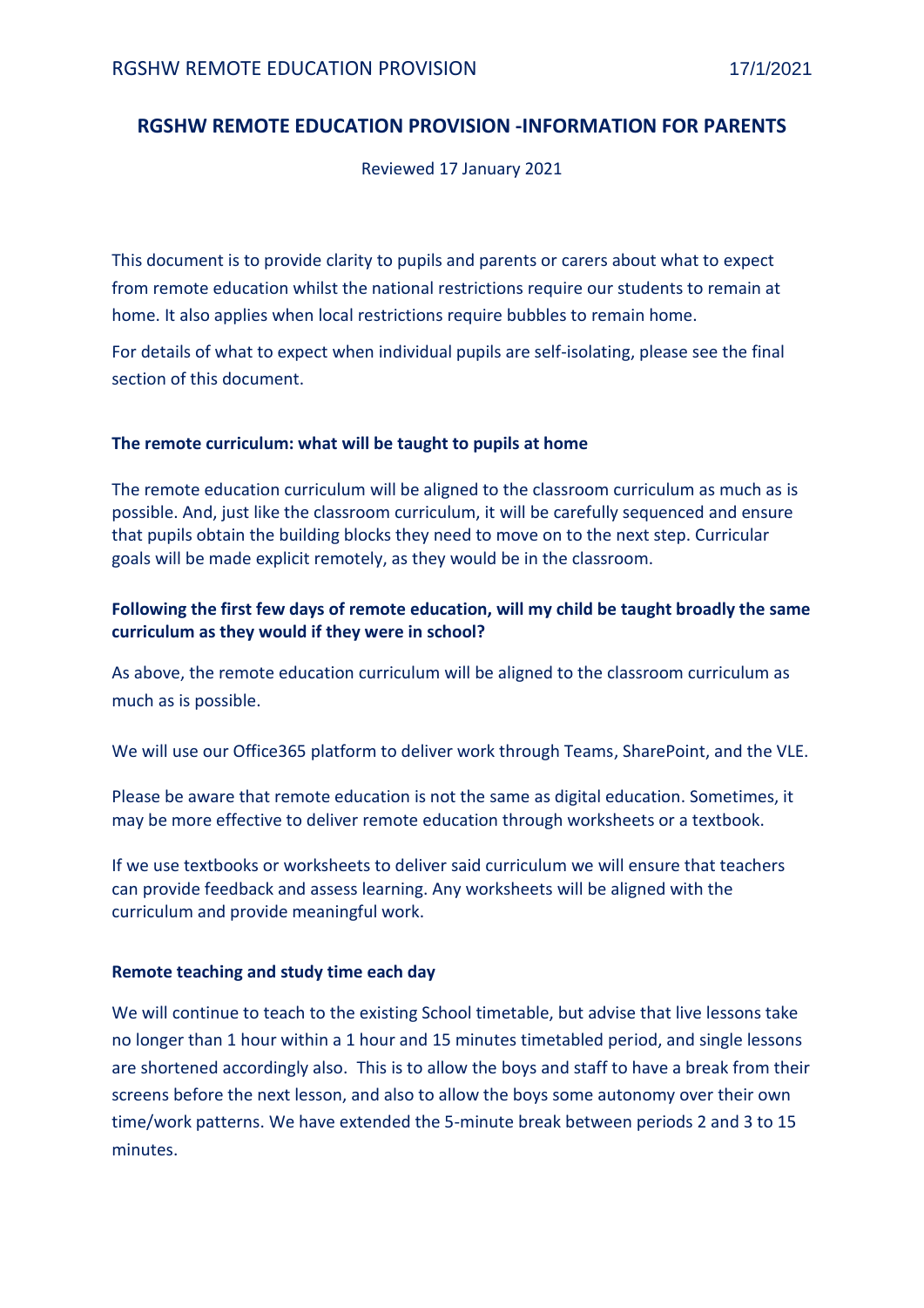# RGSHW REMOTE EDUCATION PROVISION -INFORMATION FOR PARENTS

Reviewed 17 January 2021

This document is to provide clarity to pupils and parents or carers about what to expect from remote education whilst the national restrictions require our students to remain at home. It also applies when local restrictions require bubbles to remain home.

For details of what to expect when individual pupils are self-isolating, please see the final section of this document.

### The remote curriculum: what will be taught to pupils at home

The remote education curriculum will be aligned to the classroom curriculum as much as is possible. And, just like the classroom curriculum, it will be carefully sequenced and ensure that pupils obtain the building blocks they need to move on to the next step. Curricular goals will be made explicit remotely, as they would be in the classroom.

### Following the first few days of remote education, will my child be taught broadly the same curriculum as they would if they were in school?

As above, the remote education curriculum will be aligned to the classroom curriculum as much as is possible.

We will use our Office365 platform to deliver work through Teams, SharePoint, and the VLE.

Please be aware that remote education is not the same as digital education. Sometimes, it may be more effective to deliver remote education through worksheets or a textbook.

If we use textbooks or worksheets to deliver said curriculum we will ensure that teachers can provide feedback and assess learning. Any worksheets will be aligned with the curriculum and provide meaningful work.

### Remote teaching and study time each day

We will continue to teach to the existing School timetable, but advise that live lessons take no longer than 1 hour within a 1 hour and 15 minutes timetabled period, and single lessons are shortened accordingly also. This is to allow the boys and staff to have a break from their screens before the next lesson, and also to allow the boys some autonomy over their own time/work patterns. We have extended the 5-minute break between periods 2 and 3 to 15 minutes.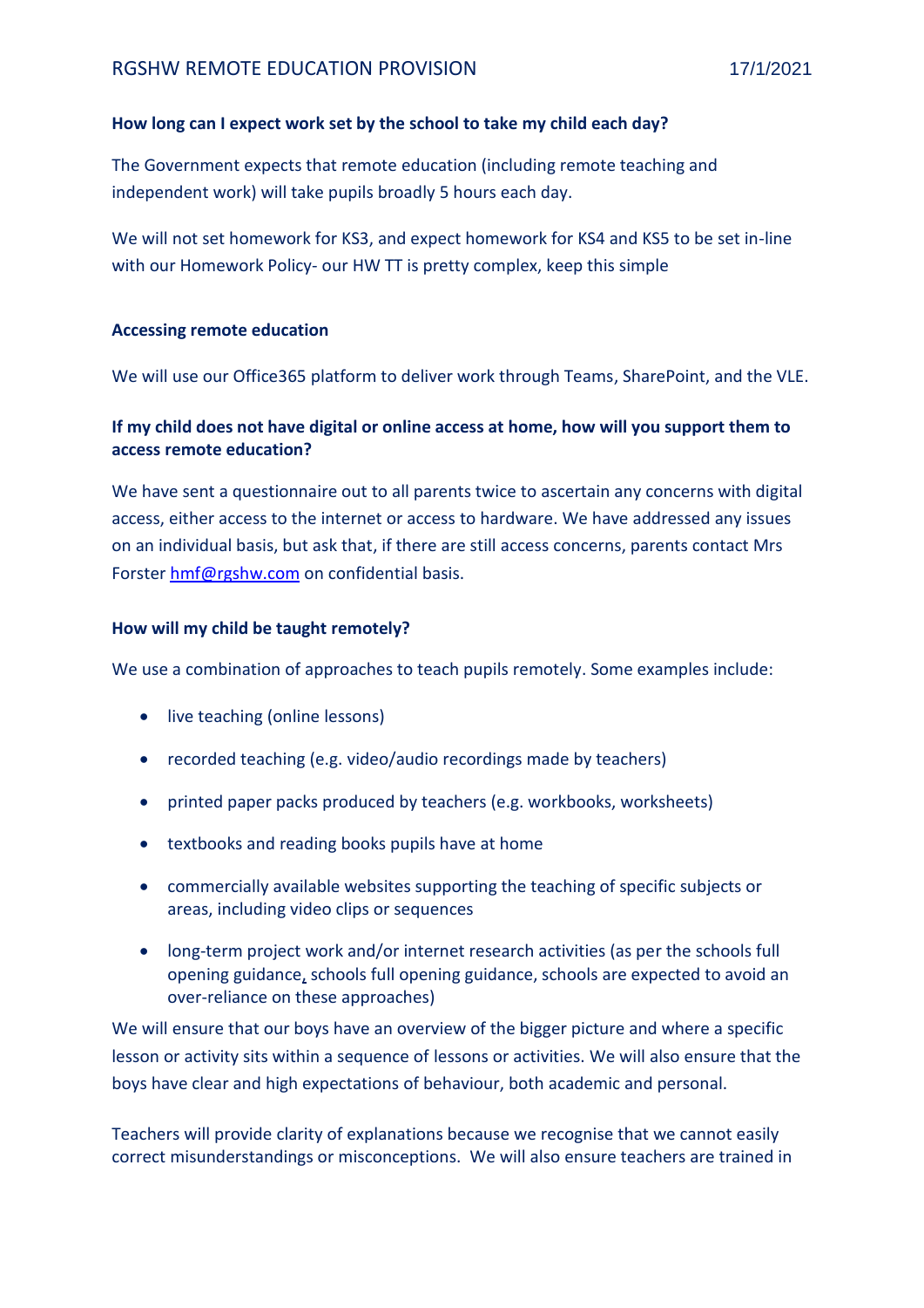**How long can I expect work set by the school to take my child each day?**

The Government expects that remote education (including remote teaching and independent work) will take pupils broadly 5 hours each day.

We will not set homework for KS3, and expect homework for KS4 and KS5 to be set in-line with our Homework Policy- our HW TT is pretty complex, keep this simple

**Accessing remote education**

We will use our Office365 platform to deliver work through Teams, SharePoint, and the VLE.

**If my child does not have digital or online access at home, how will you support them to access remote education?**

We have sent a questionnaire out to all parents twice to ascertain any concerns with digital access, either access to the internet or access to hardware. We have addressed any issues on an individual basis, but ask that, if there are still access concerns, parents contact Mrs Forster hmf@rgshw.com on confidential basis.

**How will my child be taught remotely?**

We use a combination of approaches to teach pupils remotely. Some examples include:

- live teaching (online lessons)
- recorded teaching (e.g. video/audio recordings made by teachers)
- printed paper packs produced by teachers (e.g. workbooks, worksheets)
- textbooks and reading books pupils have at home
- commercially available websites supporting the teaching of specific subjects or areas, including video clips or sequences
- long-term project work and/or internet research activities (as per the schools full opening guidance, schools full opening guidance, schools are expected to avoid an over-reliance on these approaches)

We will ensure that our boys have an overview of the bigger picture and where a specific lesson or activity sits within a sequence of lessons or activities. We will also ensure that the boys have clear and high expectations of behaviour, both academic and personal.

Teachers will provide clarity of explanations because we recognise that we cannot easily correct misunderstandings or misconceptions. We will also ensure teachers are trained in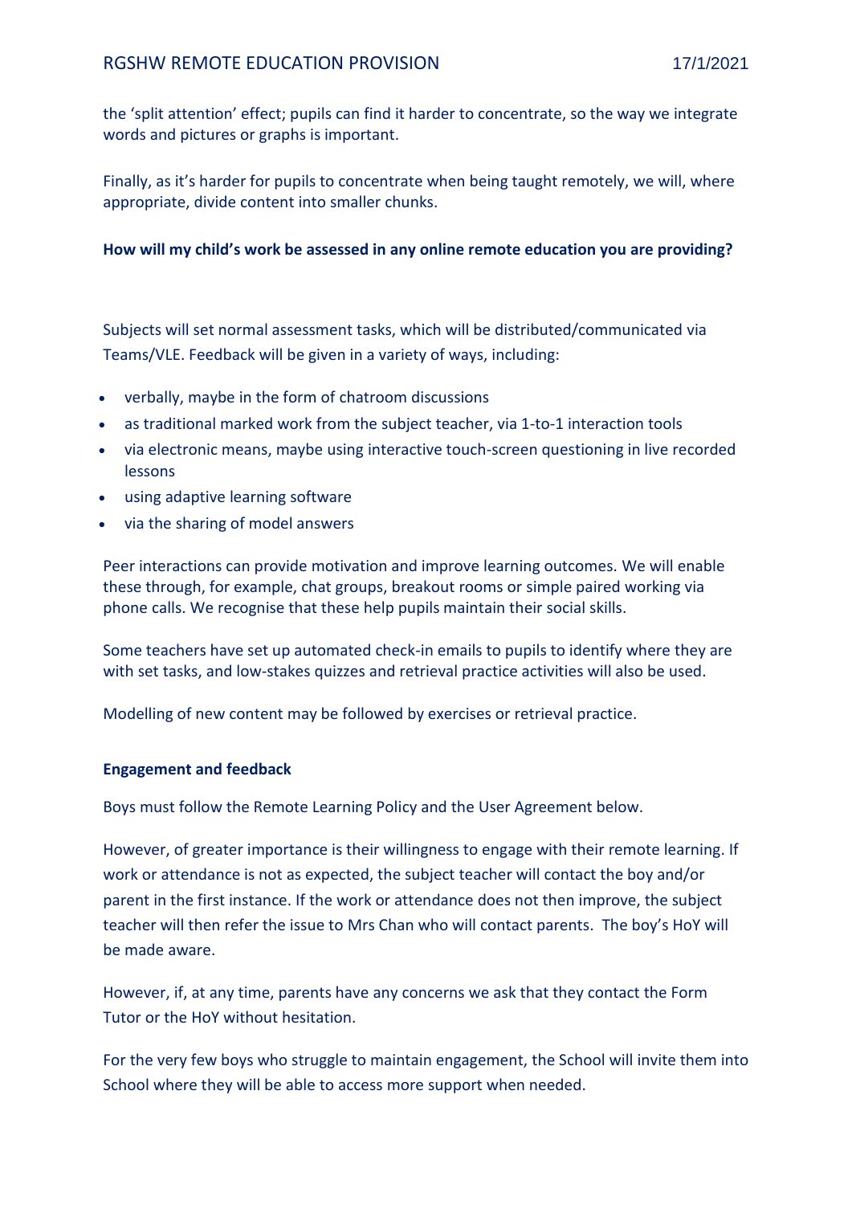the 'split attention' effect; pupils can find it harder to concentrate, so the way we integrate words and pictures or graphs is important.

Finally, as it's harder for pupils to concentrate when being taught remotely, we will, where appropriate, divide content into smaller chunks.

**How will my child's work be assessed in any online remote education you are providing?**

Subjects will set normal assessment tasks, which will be distributed/communicated via Teams/VLE. Feedback will be given in a variety of ways, including:

- verbally, maybe in the form of chatroom discussions
- as traditional marked work from the subject teacher, via 1-to-1 interaction tools
- via electronic means, maybe using interactive touch-screen questioning in live recorded lessons
- using adaptive learning software
- via the sharing of model answers

Peer interactions can provide motivation and improve learning outcomes. We will enable these through, for example, chat groups, breakout rooms or simple paired working via phone calls. We recognise that these help pupils maintain their social skills.

Some teachers have set up automated check-in emails to pupils to identify where they are with set tasks, and low-stakes quizzes and retrieval practice activities will also be used.

Modelling of new content may be followed by exercises or retrieval practice.

**Engagement and feedback**

Boys must follow the Remote Learning Policy and the User Agreement below.

However, of greater importance is their willingness to engage with their remote learning. If work or attendance is not as expected, the subject teacher will contact the boy and/or parent in the first instance. If the work or attendance does not then improve, the subject teacher will then refer the issue to Mrs Chan who will contact parents. The boy's HoY will be made aware.

However, if, at any time, parents have any concerns we ask that they contact the Form Tutor or the HoY without hesitation.

For the very few boys who struggle to maintain engagement, the School will invite them into School where they will be able to access more support when needed.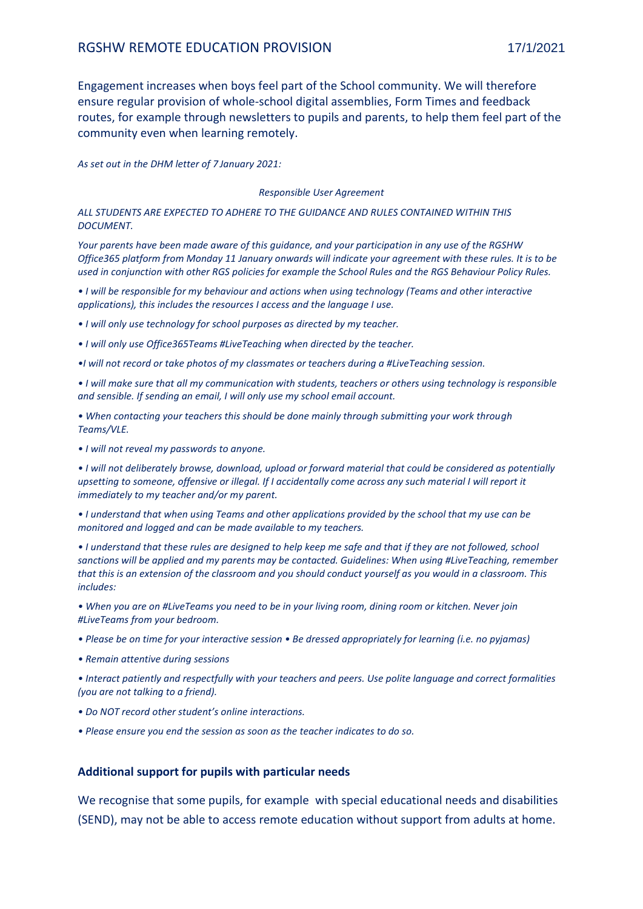Engagement increases when boys feel part of the School community. We will therefore ensure regular provision of whole-school digital assemblies, Form Times and feedback routes, for example through newsletters to pupils and parents, to help them feel part of the community even when learning remotely.

*As set out in the DHM letter of 7 January 2021:*

*Responsible User Agreement*

*ALL STUDENTS ARE EXPECTED TO ADHERE TO THE GUIDANCE AND RULES CONTAINED WITHIN THIS DOCUMENT.*

*Your parents have been made aware of this guidance, and your participation in any use of the RGSHW Office365 platform from Monday 11 January onwards will indicate your agreement with these rules. It is to be used in conjunction with other RGS policies for example the School Rules and the RGS Behaviour Policy Rules.*

*• I will be responsible for my behaviour and actions when using technology (Teams and other interactive applications), this includes the resources I access and the language I use.*

*• I will only use technology for school purposes as directed by my teacher.*

*• I will only use Office365Teams #LiveTeaching when directed by the teacher.*

*•I will not record or take photos of my classmates or teachers during a #LiveTeaching session.*

*• I will make sure that all my communication with students, teachers or others using technology is responsible and sensible. If sending an email, I will only use my school email account.*

*• When contacting your teachers this should be done mainly through submitting your work through Teams/VLE.*

*• I will not reveal my passwords to anyone.*

*• I will not deliberately browse, download, upload or forward material that could be considered as potentially upsetting to someone, offensive or illegal. If I accidentally come across any such material I will report it immediately to my teacher and/or my parent.*

*• I understand that when using Teams and other applications provided by the school that my use can be monitored and logged and can be made available to my teachers.*

*• I understand that these rules are designed to help keep me safe and that if they are not followed, school sanctions will be applied and my parents may be contacted. Guidelines: When using #LiveTeaching, remember that this is an extension of the classroom and you should conduct yourself as you would in a classroom. This includes:*

*• When you are on #LiveTeams you need to be in your living room, dining room or kitchen. Never join #LiveTeams from your bedroom.*

*• Please be on time for your interactive session • Be dressed appropriately for learning (i.e. no pyjamas)*

*• Remain attentive during sessions*

*• Interact patiently and respectfully with your teachers and peers. Use polite language and correct formalities (you are not talking to a friend).*

*• Do NOT record other student's online interactions.*

*• Please ensure you end the session as soon as the teacher indicates to do so.*

## Additional support for pupils with particular needs

We recognise that some pupils, for example with special educational needs and disabilities (SEND), may not be able to access remote education without support from adults at home.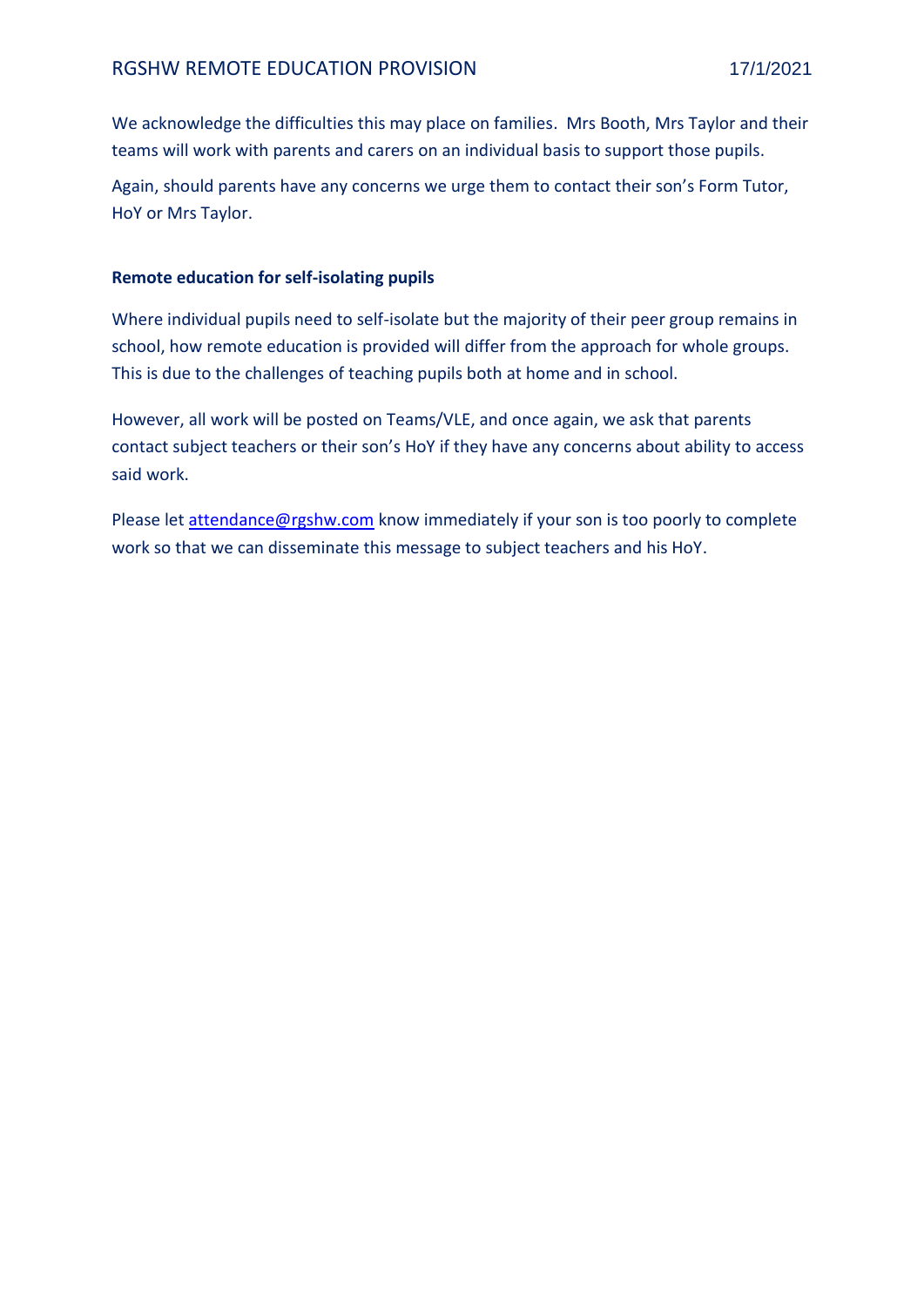We acknowledge the difficulties this may place on families. Mrs Booth, Mrs Taylor and their teams will work with parents and carers on an individual basis to support those pupils.

Again, should parents have any concerns we urge them to contact their son's Form Tutor, HoY or Mrs Taylor.

**Remote education for self-isolating pupils**

Where individual pupils need to self-isolate but the majority of their peer group remains in school, how remote education is provided will differ from the approach for whole groups. This is due to the challenges of teaching pupils both at home and in school.

However, all work will be posted on Teams/VLE, and once again, we ask that parents contact subject teachers or their son's HoY if they have any concerns about ability to access said work.

Please let attendance@rgshw.com know immediately if your son is too poorly to complete work so that we can disseminate this message to subject teachers and his HoY.